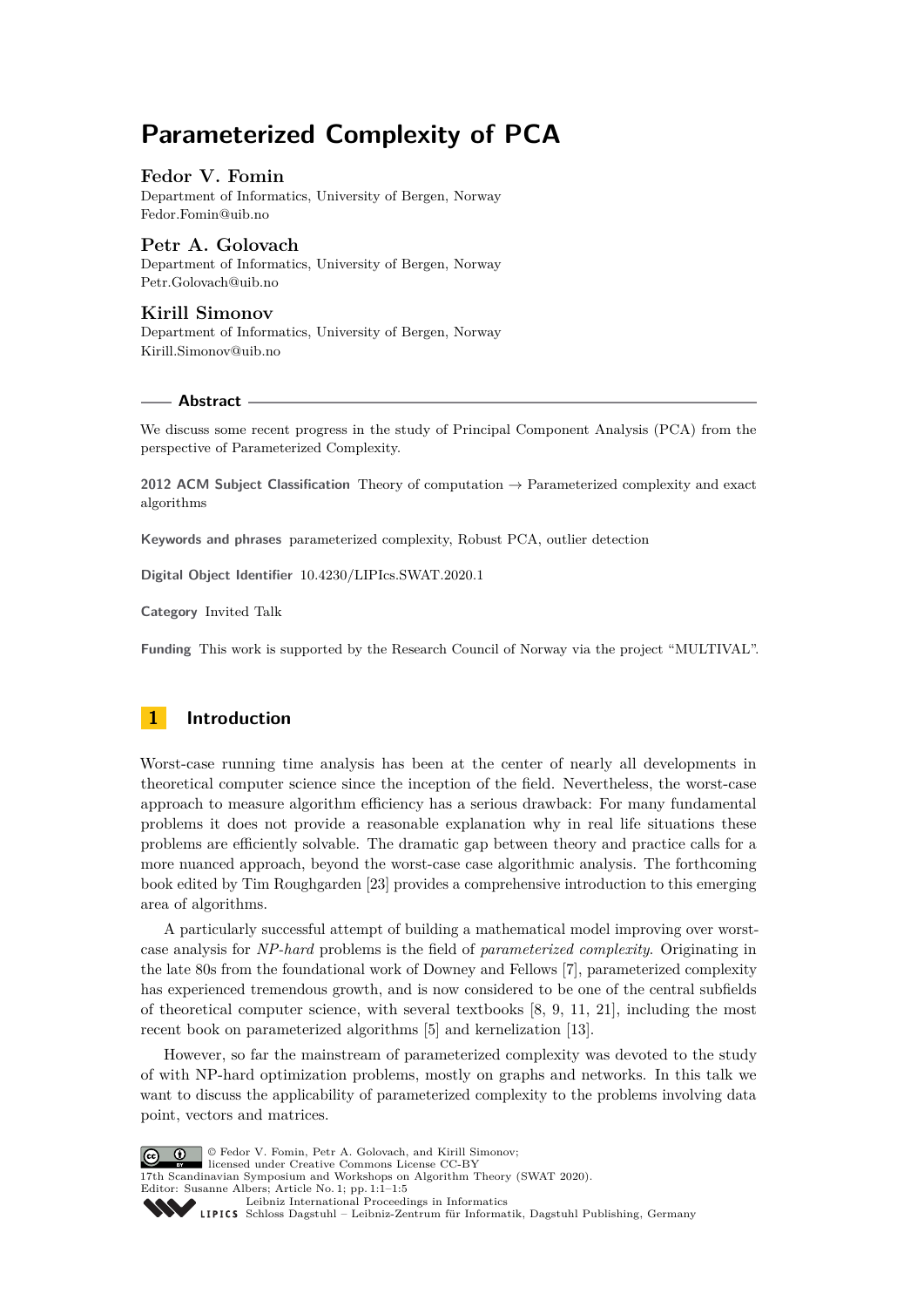# Parameterized Complexity of PCA

**Fedor V. Fomin**
Department of Informatics, University of Bergen, Norway
Fedor.Fomin@uib.no

**Petr A. Golovach**
Department of Informatics, University of Bergen, Norway
Petr.Golovach@uib.no

**Kirill Simonov**
Department of Informatics, University of Bergen, Norway
Kirill.Simonov@uib.no

## Abstract

We discuss some recent progress in the study of Principal Component Analysis (PCA) from the perspective of Parameterized Complexity.

**2012 ACM Subject Classification** Theory of computation → Parameterized complexity and exact algorithms

**Keywords and phrases** parameterized complexity, Robust PCA, outlier detection

**Digital Object Identifier** 10.4230/LIPIcs.SWAT.2020.1

**Category** Invited Talk

**Funding** This work is supported by the Research Council of Norway via the project "MULTIVAL".

## 1 Introduction

Worst-case running time analysis has been at the center of nearly all developments in theoretical computer science since the inception of the field. Nevertheless, the worst-case approach to measure algorithm efficiency has a serious drawback: For many fundamental problems it does not provide a reasonable explanation why in real life situations these problems are efficiently solvable. The dramatic gap between theory and practice calls for a more nuanced approach, beyond the worst-case case algorithmic analysis. The forthcoming book edited by Tim Roughgarden [23] provides a comprehensive introduction to this emerging area of algorithms.

A particularly successful attempt of building a mathematical model improving over worst-case analysis for *NP-hard* problems is the field of *parameterized complexity*. Originating in the late 80s from the foundational work of Downey and Fellows [7], parameterized complexity has experienced tremendous growth, and is now considered to be one of the central subfields of theoretical computer science, with several textbooks [8, 9, 11, 21], including the most recent book on parameterized algorithms [5] and kernelization [13].

However, so far the mainstream of parameterized complexity was devoted to the study of with NP-hard optimization problems, mostly on graphs and networks. In this talk we want to discuss the applicability of parameterized complexity to the problems involving data point, vectors and matrices.

© Fedor V. Fomin, Petr A. Golovach, and Kirill Simonov;
licensed under Creative Commons License CC-BY
17th Scandinavian Symposium and Workshops on Algorithm Theory (SWAT 2020).
Editor: Susanne Albers; Article No. 1; pp. 1:1–1:5
Leibniz International Proceedings in Informatics
Schloss Dagstuhl – Leibniz-Zentrum für Informatik, Dagstuhl Publishing, Germany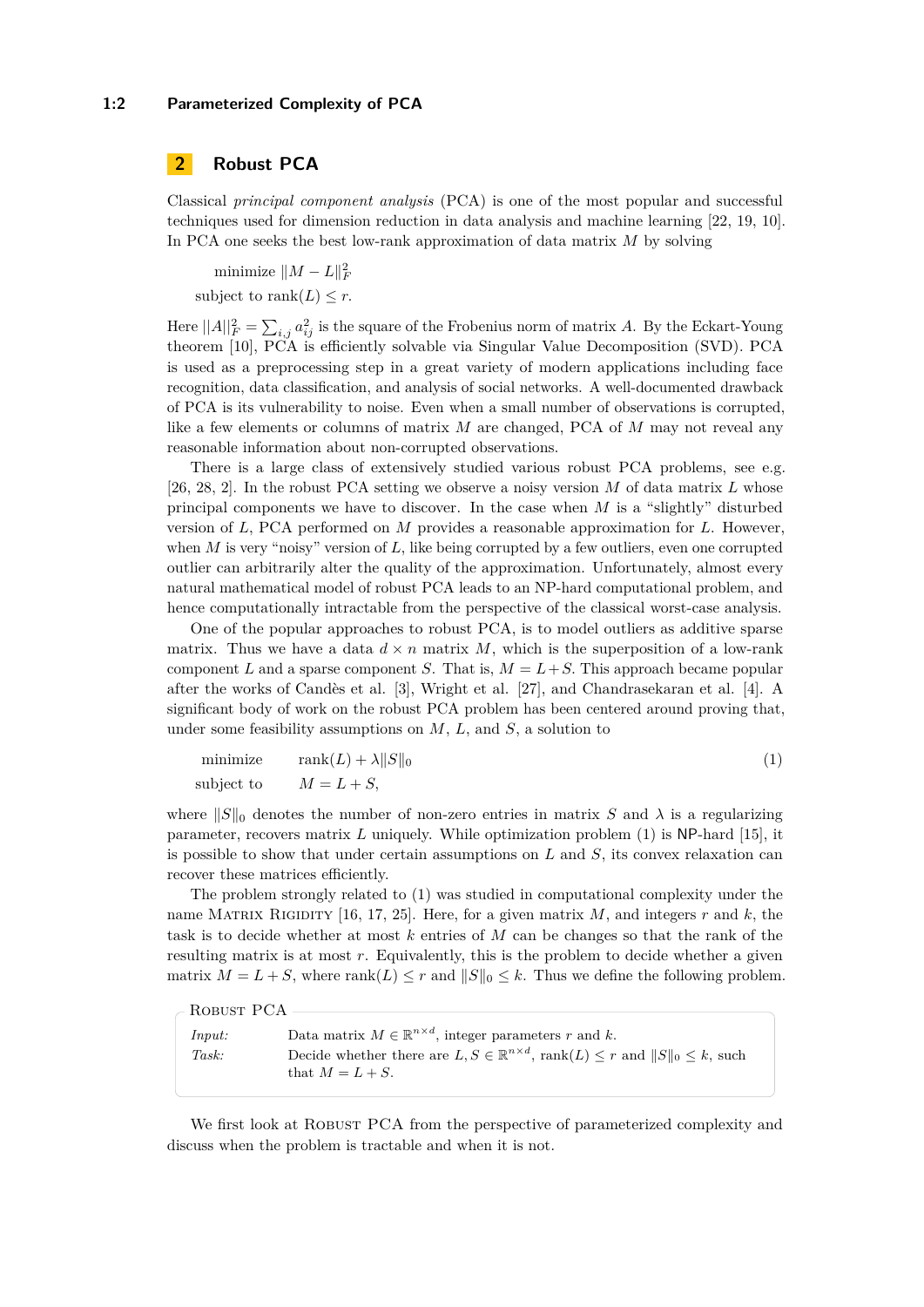## 2 Robust PCA

Classical *principal component analysis* (PCA) is one of the most popular and successful techniques used for dimension reduction in data analysis and machine learning [22, 19, 10]. In PCA one seeks the best low-rank approximation of data matrix $M$ by solving

$$\begin{aligned} &\text{minimize } \|M - L\|_F^2 \\ &\text{subject to } \operatorname{rank}(L) \leq r. \end{aligned}$$

Here $||A||_F^2 = \sum_{i,j} a_{ij}^2$ is the square of the Frobenius norm of matrix $A$. By the Eckart-Young theorem [10], PCA is efficiently solvable via Singular Value Decomposition (SVD). PCA is used as a preprocessing step in a great variety of modern applications including face recognition, data classification, and analysis of social networks. A well-documented drawback of PCA is its vulnerability to noise. Even when a small number of observations is corrupted, like a few elements or columns of matrix $M$ are changed, PCA of $M$ may not reveal any reasonable information about non-corrupted observations.

There is a large class of extensively studied various robust PCA problems, see e.g. [26, 28, 2]. In the robust PCA setting we observe a noisy version $M$ of data matrix $L$ whose principal components we have to discover. In the case when $M$ is a "slightly" disturbed version of $L$, PCA performed on $M$ provides a reasonable approximation for $L$. However, when $M$ is very "noisy" version of $L$, like being corrupted by a few outliers, even one corrupted outlier can arbitrarily alter the quality of the approximation. Unfortunately, almost every natural mathematical model of robust PCA leads to an NP-hard computational problem, and hence computationally intractable from the perspective of the classical worst-case analysis.

One of the popular approaches to robust PCA, is to model outliers as additive sparse matrix. Thus we have a data $d \times n$ matrix $M$, which is the superposition of a low-rank component $L$ and a sparse component $S$. That is, $M = L+S$. This approach became popular after the works of Candès et al. [3], Wright et al. [27], and Chandrasekaran et al. [4]. A significant body of work on the robust PCA problem has been centered around proving that, under some feasibility assumptions on $M$, $L$, and $S$, a solution to

$$\begin{aligned} &\text{minimize} \qquad \operatorname{rank}(L) + \lambda \|S\|_0 \\ &\text{subject to} \qquad M = L + S, \end{aligned} \tag{1}$$

where $\|S\|_0$ denotes the number of non-zero entries in matrix $S$ and $\lambda$ is a regularizing parameter, recovers matrix $L$ uniquely. While optimization problem (1) is NP-hard [15], it is possible to show that under certain assumptions on $L$ and $S$, its convex relaxation can recover these matrices efficiently.

The problem strongly related to (1) was studied in computational complexity under the name Matrix Rigidity [16, 17, 25]. Here, for a given matrix $M$, and integers $r$ and $k$, the task is to decide whether at most $k$ entries of $M$ can be changes so that the rank of the resulting matrix is at most $r$. Equivalently, this is the problem to decide whether a given matrix $M = L+S$, where $\operatorname{rank}(L) \leq r$ and $\|S\|_0 \leq k$. Thus we define the following problem.

**Robust PCA**

*Input:* Data matrix $M \in \mathbb{R}^{n \times d}$, integer parameters $r$ and $k$.
*Task:* Decide whether there are $L, S \in \mathbb{R}^{n \times d}$, $\operatorname{rank}(L) \leq r$ and $\|S\|_0 \leq k$, such that $M = L + S$.

We first look at Robust PCA from the perspective of parameterized complexity and discuss when the problem is tractable and when it is not.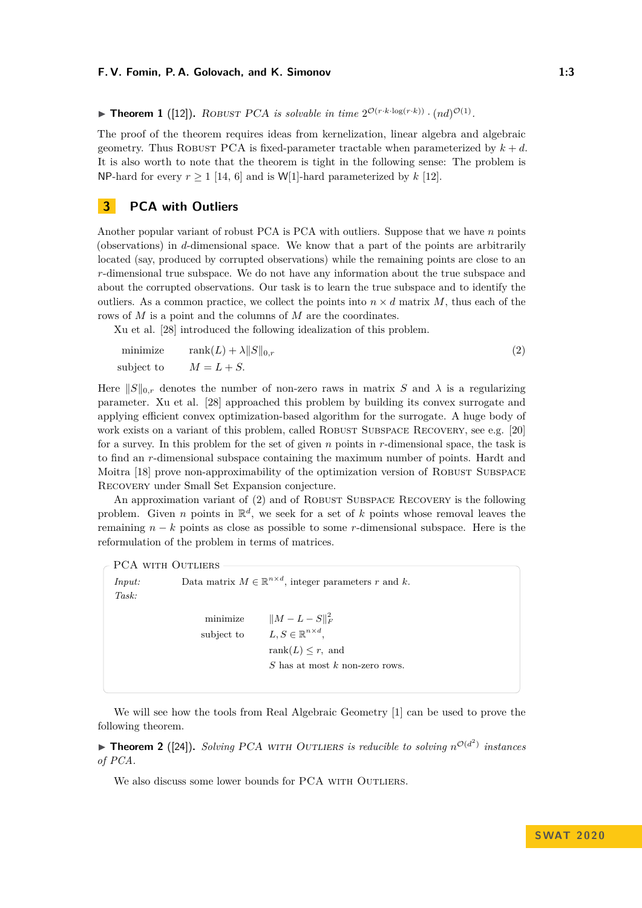▶ **Theorem 1** ([12]). *Robust PCA is solvable in time $2^{\mathcal{O}(r \cdot k \cdot \log(r \cdot k))} \cdot (nd)^{\mathcal{O}(1)}$.*

The proof of the theorem requires ideas from kernelization, linear algebra and algebraic geometry. Thus Robust PCA is fixed-parameter tractable when parameterized by $k + d$. It is also worth to note that the theorem is tight in the following sense: The problem is NP-hard for every $r \geq 1$ [14, 6] and is W[1]-hard parameterized by $k$ [12].

## 3 PCA with Outliers

Another popular variant of robust PCA is PCA with outliers. Suppose that we have $n$ points (observations) in $d$-dimensional space. We know that a part of the points are arbitrarily located (say, produced by corrupted observations) while the remaining points are close to an $r$-dimensional true subspace. We do not have any information about the true subspace and about the corrupted observations. Our task is to learn the true subspace and to identify the outliers. As a common practice, we collect the points into $n \times d$ matrix $M$, thus each of the rows of $M$ is a point and the columns of $M$ are the coordinates.

Xu et al. [28] introduced the following idealization of this problem.

$$
\begin{aligned}
\text{minimize} \quad & \operatorname{rank}(L) + \lambda \|S\|_{0,r} \\
\text{subject to} \quad & M = L + S.
\end{aligned}
\tag{2}
$$

Here $\|S\|_{0,r}$ denotes the number of non-zero raws in matrix $S$ and $\lambda$ is a regularizing parameter. Xu et al. [28] approached this problem by building its convex surrogate and applying efficient convex optimization-based algorithm for the surrogate. A huge body of work exists on a variant of this problem, called Robust Subspace Recovery, see e.g. [20] for a survey. In this problem for the set of given $n$ points in $r$-dimensional space, the task is to find an $r$-dimensional subspace containing the maximum number of points. Hardt and Moitra [18] prove non-approximability of the optimization version of Robust Subspace Recovery under Small Set Expansion conjecture.

An approximation variant of (2) and of Robust Subspace Recovery is the following problem. Given $n$ points in $\mathbb{R}^d$, we seek for a set of $k$ points whose removal leaves the remaining $n - k$ points as close as possible to some $r$-dimensional subspace. Here is the reformulation of the problem in terms of matrices.

---

**PCA with Outliers**

*Input:* Data matrix $M \in \mathbb{R}^{n \times d}$, integer parameters $r$ and $k$.

*Task:*

$$
\begin{aligned}
\text{minimize} \quad & \|M - L - S\|_F^2 \\
\text{subject to} \quad & L, S \in \mathbb{R}^{n \times d}, \\
& \operatorname{rank}(L) \leq r, \text{ and} \\
& S \text{ has at most } k \text{ non-zero rows.}
\end{aligned}
$$

---

We will see how the tools from Real Algebraic Geometry [1] can be used to prove the following theorem.

▶ **Theorem 2** ([24]). *Solving PCA with Outliers is reducible to solving $n^{\mathcal{O}(d^2)}$ instances of PCA.*

We also discuss some lower bounds for PCA with Outliers.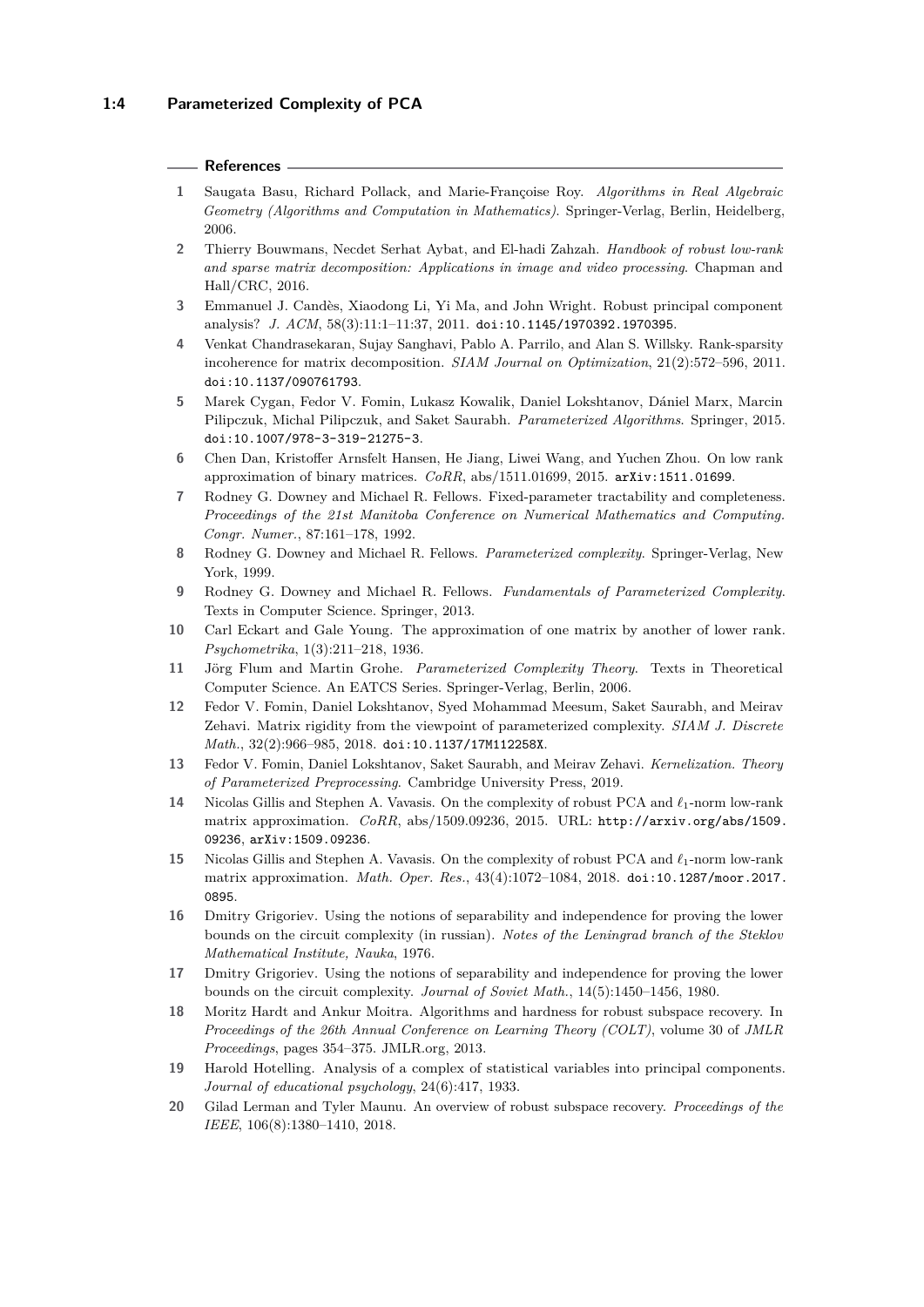## References

1. Saugata Basu, Richard Pollack, and Marie-Françoise Roy. *Algorithms in Real Algebraic Geometry (Algorithms and Computation in Mathematics)*. Springer-Verlag, Berlin, Heidelberg, 2006.
2. Thierry Bouwmans, Necdet Serhat Aybat, and El-hadi Zahzah. *Handbook of robust low-rank and sparse matrix decomposition: Applications in image and video processing*. Chapman and Hall/CRC, 2016.
3. Emmanuel J. Candès, Xiaodong Li, Yi Ma, and John Wright. Robust principal component analysis? *J. ACM*, 58(3):11:1–11:37, 2011. doi:10.1145/1970392.1970395.
4. Venkat Chandrasekaran, Sujay Sanghavi, Pablo A. Parrilo, and Alan S. Willsky. Rank-sparsity incoherence for matrix decomposition. *SIAM Journal on Optimization*, 21(2):572–596, 2011. doi:10.1137/090761793.
5. Marek Cygan, Fedor V. Fomin, Lukasz Kowalik, Daniel Lokshtanov, Dániel Marx, Marcin Pilipczuk, Michal Pilipczuk, and Saket Saurabh. *Parameterized Algorithms*. Springer, 2015. doi:10.1007/978-3-319-21275-3.
6. Chen Dan, Kristoffer Arnsfelt Hansen, He Jiang, Liwei Wang, and Yuchen Zhou. On low rank approximation of binary matrices. *CoRR*, abs/1511.01699, 2015. arXiv:1511.01699.
7. Rodney G. Downey and Michael R. Fellows. Fixed-parameter tractability and completeness. *Proceedings of the 21st Manitoba Conference on Numerical Mathematics and Computing. Congr. Numer.*, 87:161–178, 1992.
8. Rodney G. Downey and Michael R. Fellows. *Parameterized complexity*. Springer-Verlag, New York, 1999.
9. Rodney G. Downey and Michael R. Fellows. *Fundamentals of Parameterized Complexity*. Texts in Computer Science. Springer, 2013.
10. Carl Eckart and Gale Young. The approximation of one matrix by another of lower rank. *Psychometrika*, 1(3):211–218, 1936.
11. Jörg Flum and Martin Grohe. *Parameterized Complexity Theory*. Texts in Theoretical Computer Science. An EATCS Series. Springer-Verlag, Berlin, 2006.
12. Fedor V. Fomin, Daniel Lokshtanov, Syed Mohammad Meesum, Saket Saurabh, and Meirav Zehavi. Matrix rigidity from the viewpoint of parameterized complexity. *SIAM J. Discrete Math.*, 32(2):966–985, 2018. doi:10.1137/17M112258X.
13. Fedor V. Fomin, Daniel Lokshtanov, Saket Saurabh, and Meirav Zehavi. *Kernelization. Theory of Parameterized Preprocessing*. Cambridge University Press, 2019.
14. Nicolas Gillis and Stephen A. Vavasis. On the complexity of robust PCA and $\ell_1$-norm low-rank matrix approximation. *CoRR*, abs/1509.09236, 2015. URL: http://arxiv.org/abs/1509.09236, arXiv:1509.09236.
15. Nicolas Gillis and Stephen A. Vavasis. On the complexity of robust PCA and $\ell_1$-norm low-rank matrix approximation. *Math. Oper. Res.*, 43(4):1072–1084, 2018. doi:10.1287/moor.2017.0895.
16. Dmitry Grigoriev. Using the notions of separability and independence for proving the lower bounds on the circuit complexity (in russian). *Notes of the Leningrad branch of the Steklov Mathematical Institute, Nauka*, 1976.
17. Dmitry Grigoriev. Using the notions of separability and independence for proving the lower bounds on the circuit complexity. *Journal of Soviet Math.*, 14(5):1450–1456, 1980.
18. Moritz Hardt and Ankur Moitra. Algorithms and hardness for robust subspace recovery. In *Proceedings of the 26th Annual Conference on Learning Theory (COLT)*, volume 30 of *JMLR Proceedings*, pages 354–375. JMLR.org, 2013.
19. Harold Hotelling. Analysis of a complex of statistical variables into principal components. *Journal of educational psychology*, 24(6):417, 1933.
20. Gilad Lerman and Tyler Maunu. An overview of robust subspace recovery. *Proceedings of the IEEE*, 106(8):1380–1410, 2018.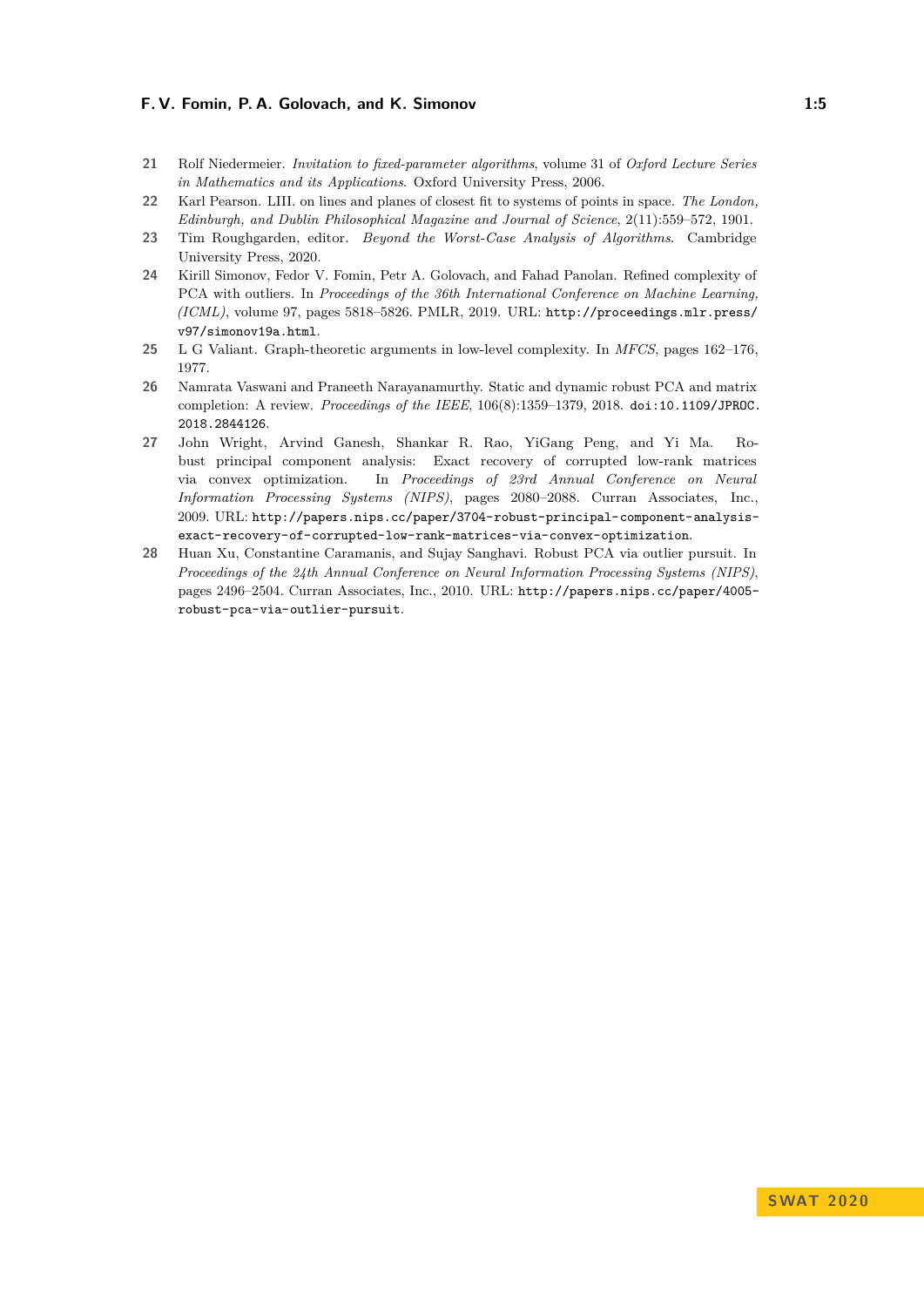21 Rolf Niedermeier. *Invitation to fixed-parameter algorithms*, volume 31 of *Oxford Lecture Series in Mathematics and its Applications*. Oxford University Press, 2006.

22 Karl Pearson. LIII. on lines and planes of closest fit to systems of points in space. *The London, Edinburgh, and Dublin Philosophical Magazine and Journal of Science*, 2(11):559–572, 1901.

23 Tim Roughgarden, editor. *Beyond the Worst-Case Analysis of Algorithms*. Cambridge University Press, 2020.

24 Kirill Simonov, Fedor V. Fomin, Petr A. Golovach, and Fahad Panolan. Refined complexity of PCA with outliers. In *Proceedings of the 36th International Conference on Machine Learning, (ICML)*, volume 97, pages 5818–5826. PMLR, 2019. URL: `http://proceedings.mlr.press/v97/simonov19a.html`.

25 L G Valiant. Graph-theoretic arguments in low-level complexity. In *MFCS*, pages 162–176, 1977.

26 Namrata Vaswani and Praneeth Narayanamurthy. Static and dynamic robust PCA and matrix completion: A review. *Proceedings of the IEEE*, 106(8):1359–1379, 2018. `doi:10.1109/JPROC.2018.2844126`.

27 John Wright, Arvind Ganesh, Shankar R. Rao, YiGang Peng, and Yi Ma. Robust principal component analysis: Exact recovery of corrupted low-rank matrices via convex optimization. In *Proceedings of 23rd Annual Conference on Neural Information Processing Systems (NIPS)*, pages 2080–2088. Curran Associates, Inc., 2009. URL: `http://papers.nips.cc/paper/3704-robust-principal-component-analysis-exact-recovery-of-corrupted-low-rank-matrices-via-convex-optimization`.

28 Huan Xu, Constantine Caramanis, and Sujay Sanghavi. Robust PCA via outlier pursuit. In *Proceedings of the 24th Annual Conference on Neural Information Processing Systems (NIPS)*, pages 2496–2504. Curran Associates, Inc., 2010. URL: `http://papers.nips.cc/paper/4005-robust-pca-via-outlier-pursuit`.